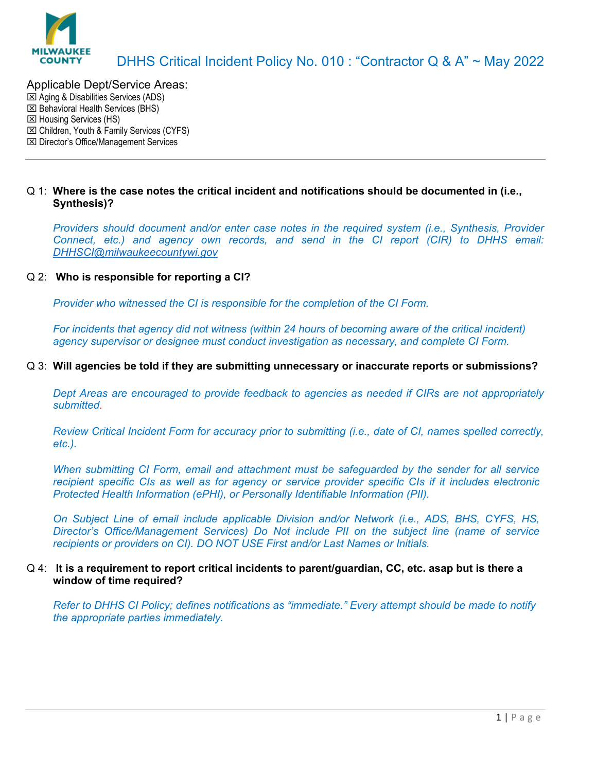# DHHS Critical Incident Policy No. 010 : "Contractor Q & A" ~ May 2022

Applicable Dept/Service Areas:

☒ Aging & Disabilities Services (ADS)
☒ Behavioral Health Services (BHS)
☒ Housing Services (HS)
☒ Children, Youth & Family Services (CYFS)
☒ Director's Office/Management Services

---

Q 1: **Where is the case notes the critical incident and notifications should be documented in (i.e., Synthesis)?**

*Providers should document and/or enter case notes in the required system (i.e., Synthesis, Provider Connect, etc.) and agency own records, and send in the CI report (CIR) to DHHS email: DHHSCI@milwaukeecountywi.gov*

Q 2: **Who is responsible for reporting a CI?**

*Provider who witnessed the CI is responsible for the completion of the CI Form.*

*For incidents that agency did not witness (within 24 hours of becoming aware of the critical incident) agency supervisor or designee must conduct investigation as necessary, and complete CI Form.*

Q 3: **Will agencies be told if they are submitting unnecessary or inaccurate reports or submissions?**

*Dept Areas are encouraged to provide feedback to agencies as needed if CIRs are not appropriately submitted.*

*Review Critical Incident Form for accuracy prior to submitting (i.e., date of CI, names spelled correctly, etc.).*

*When submitting CI Form, email and attachment must be safeguarded by the sender for all service recipient specific CIs as well as for agency or service provider specific CIs if it includes electronic Protected Health Information (ePHI), or Personally Identifiable Information (PII).*

*On Subject Line of email include applicable Division and/or Network (i.e., ADS, BHS, CYFS, HS, Director's Office/Management Services) Do Not include PII on the subject line (name of service recipients or providers on CI). DO NOT USE First and/or Last Names or Initials.*

Q 4: **It is a requirement to report critical incidents to parent/guardian, CC, etc. asap but is there a window of time required?**

*Refer to DHHS CI Policy; defines notifications as "immediate." Every attempt should be made to notify the appropriate parties immediately.*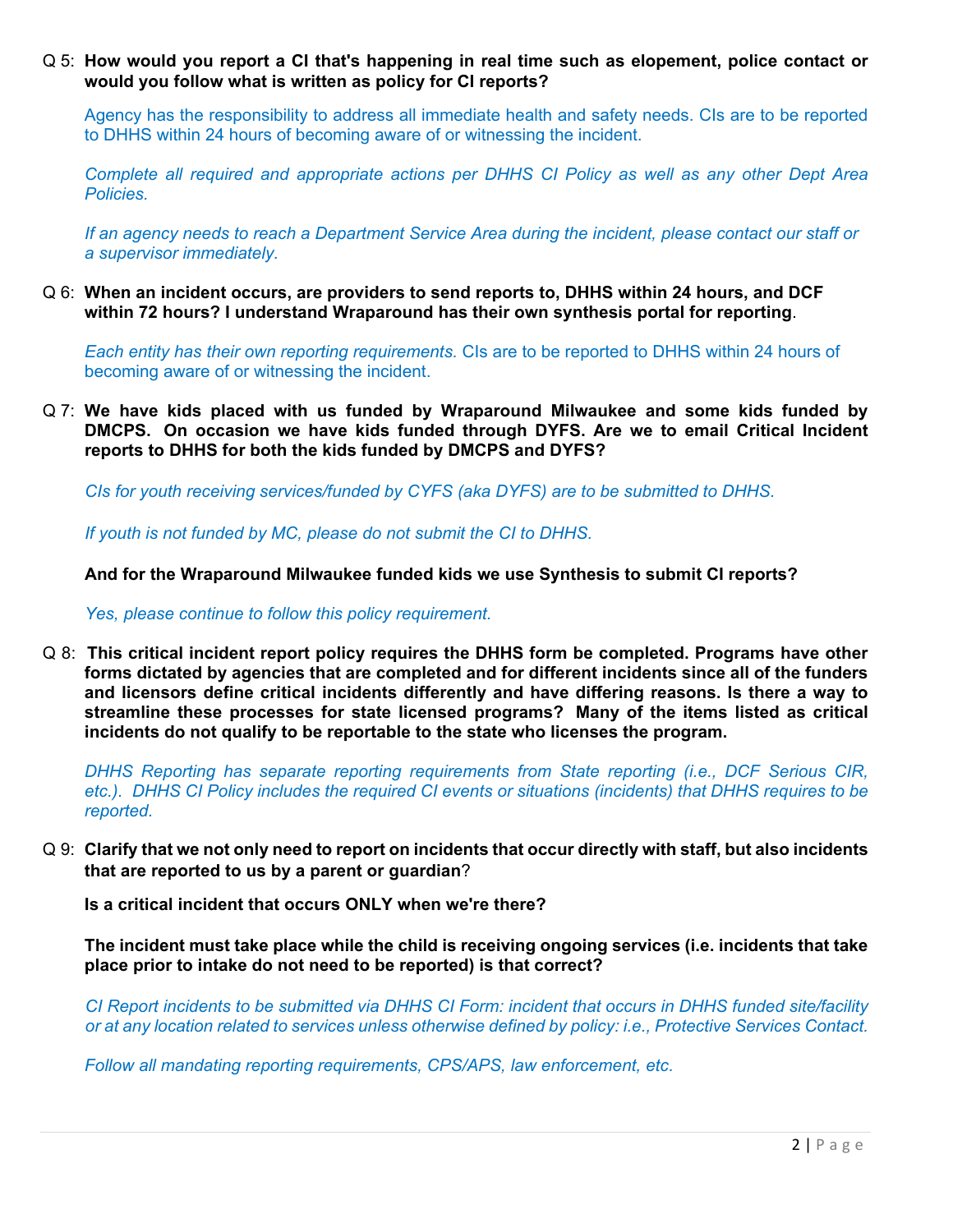Q 5: **How would you report a CI that's happening in real time such as elopement, police contact or would you follow what is written as policy for CI reports?**

Agency has the responsibility to address all immediate health and safety needs. CIs are to be reported to DHHS within 24 hours of becoming aware of or witnessing the incident.

*Complete all required and appropriate actions per DHHS CI Policy as well as any other Dept Area Policies.*

*If an agency needs to reach a Department Service Area during the incident, please contact our staff or a supervisor immediately.*

Q 6: **When an incident occurs, are providers to send reports to, DHHS within 24 hours, and DCF within 72 hours? I understand Wraparound has their own synthesis portal for reporting**.

*Each entity has their own reporting requirements.* CIs are to be reported to DHHS within 24 hours of becoming aware of or witnessing the incident.

Q 7: **We have kids placed with us funded by Wraparound Milwaukee and some kids funded by DMCPS. On occasion we have kids funded through DYFS. Are we to email Critical Incident reports to DHHS for both the kids funded by DMCPS and DYFS?**

*CIs for youth receiving services/funded by CYFS (aka DYFS) are to be submitted to DHHS.*

*If youth is not funded by MC, please do not submit the CI to DHHS.*

**And for the Wraparound Milwaukee funded kids we use Synthesis to submit CI reports?**

*Yes, please continue to follow this policy requirement.*

Q 8: **This critical incident report policy requires the DHHS form be completed. Programs have other forms dictated by agencies that are completed and for different incidents since all of the funders and licensors define critical incidents differently and have differing reasons. Is there a way to streamline these processes for state licensed programs? Many of the items listed as critical incidents do not qualify to be reportable to the state who licenses the program.**

*DHHS Reporting has separate reporting requirements from State reporting (i.e., DCF Serious CIR, etc.). DHHS CI Policy includes the required CI events or situations (incidents) that DHHS requires to be reported.*

Q 9: **Clarify that we not only need to report on incidents that occur directly with staff, but also incidents that are reported to us by a parent or guardian**?

**Is a critical incident that occurs ONLY when we're there?**

**The incident must take place while the child is receiving ongoing services (i.e. incidents that take place prior to intake do not need to be reported) is that correct?**

*CI Report incidents to be submitted via DHHS CI Form: incident that occurs in DHHS funded site/facility or at any location related to services unless otherwise defined by policy: i.e., Protective Services Contact.*

*Follow all mandating reporting requirements, CPS/APS, law enforcement, etc.*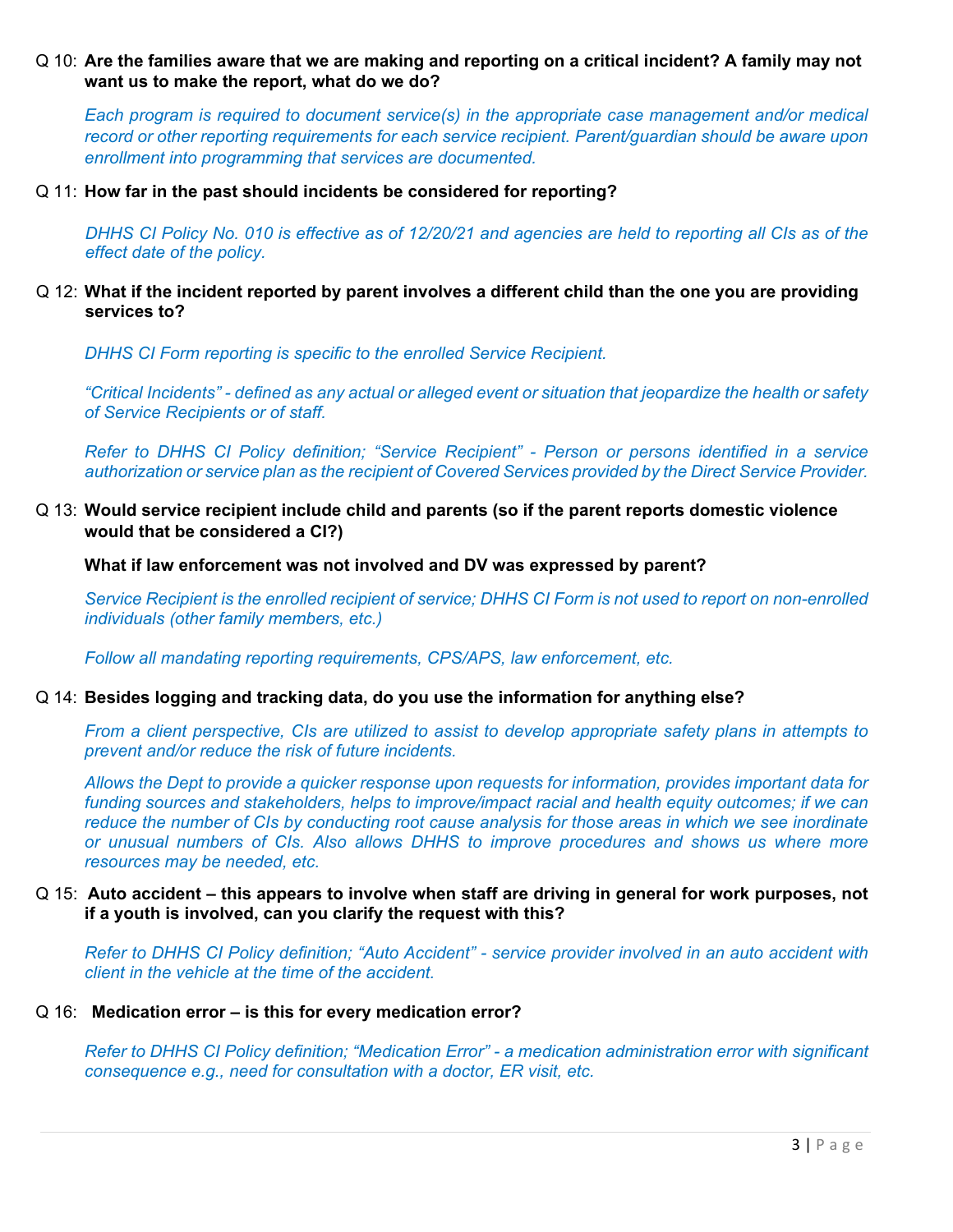Q 10: **Are the families aware that we are making and reporting on a critical incident? A family may not want us to make the report, what do we do?**

*Each program is required to document service(s) in the appropriate case management and/or medical record or other reporting requirements for each service recipient. Parent/guardian should be aware upon enrollment into programming that services are documented.*

Q 11: **How far in the past should incidents be considered for reporting?**

*DHHS CI Policy No. 010 is effective as of 12/20/21 and agencies are held to reporting all CIs as of the effect date of the policy.*

Q 12: **What if the incident reported by parent involves a different child than the one you are providing services to?**

*DHHS CI Form reporting is specific to the enrolled Service Recipient.*

*"Critical Incidents" - defined as any actual or alleged event or situation that jeopardize the health or safety of Service Recipients or of staff.*

*Refer to DHHS CI Policy definition; "Service Recipient" - Person or persons identified in a service authorization or service plan as the recipient of Covered Services provided by the Direct Service Provider.*

Q 13: **Would service recipient include child and parents (so if the parent reports domestic violence would that be considered a CI?)**

**What if law enforcement was not involved and DV was expressed by parent?**

*Service Recipient is the enrolled recipient of service; DHHS CI Form is not used to report on non-enrolled individuals (other family members, etc.)*

*Follow all mandating reporting requirements, CPS/APS, law enforcement, etc.*

Q 14: **Besides logging and tracking data, do you use the information for anything else?**

*From a client perspective, CIs are utilized to assist to develop appropriate safety plans in attempts to prevent and/or reduce the risk of future incidents.*

*Allows the Dept to provide a quicker response upon requests for information, provides important data for funding sources and stakeholders, helps to improve/impact racial and health equity outcomes; if we can reduce the number of CIs by conducting root cause analysis for those areas in which we see inordinate or unusual numbers of CIs. Also allows DHHS to improve procedures and shows us where more resources may be needed, etc.*

Q 15: **Auto accident – this appears to involve when staff are driving in general for work purposes, not if a youth is involved, can you clarify the request with this?**

*Refer to DHHS CI Policy definition; "Auto Accident" - service provider involved in an auto accident with client in the vehicle at the time of the accident.*

Q 16: **Medication error – is this for every medication error?**

*Refer to DHHS CI Policy definition; "Medication Error" - a medication administration error with significant consequence e.g., need for consultation with a doctor, ER visit, etc.*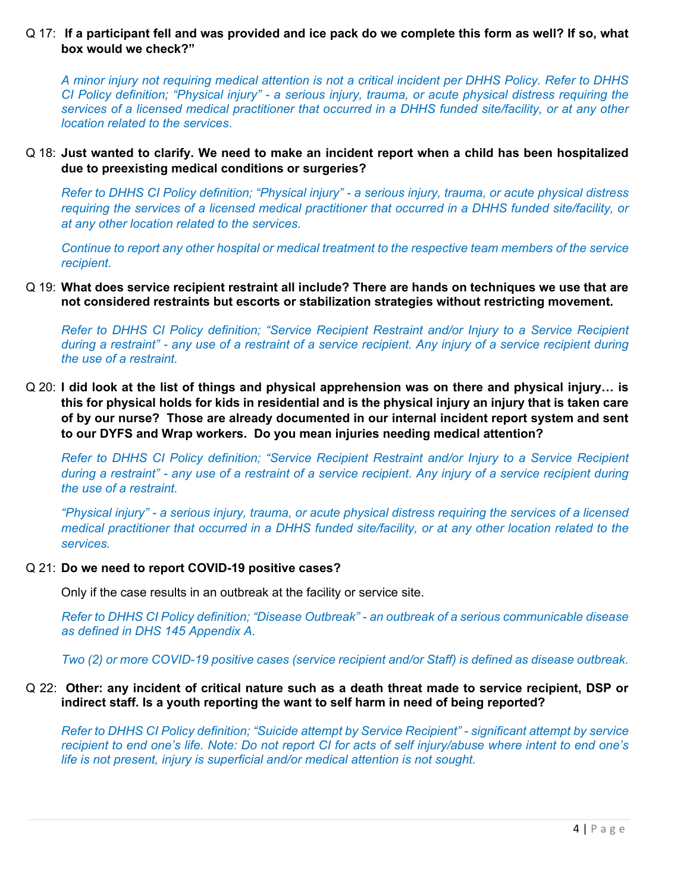Q 17: **If a participant fell and was provided and ice pack do we complete this form as well? If so, what box would we check?"**

*A minor injury not requiring medical attention is not a critical incident per DHHS Policy. Refer to DHHS CI Policy definition; "Physical injury" - a serious injury, trauma, or acute physical distress requiring the services of a licensed medical practitioner that occurred in a DHHS funded site/facility, or at any other location related to the services.*

Q 18: **Just wanted to clarify. We need to make an incident report when a child has been hospitalized due to preexisting medical conditions or surgeries?**

*Refer to DHHS CI Policy definition; "Physical injury" - a serious injury, trauma, or acute physical distress requiring the services of a licensed medical practitioner that occurred in a DHHS funded site/facility, or at any other location related to the services.*

*Continue to report any other hospital or medical treatment to the respective team members of the service recipient.*

Q 19: **What does service recipient restraint all include? There are hands on techniques we use that are not considered restraints but escorts or stabilization strategies without restricting movement.**

*Refer to DHHS CI Policy definition; "Service Recipient Restraint and/or Injury to a Service Recipient during a restraint" - any use of a restraint of a service recipient. Any injury of a service recipient during the use of a restraint.*

Q 20: **I did look at the list of things and physical apprehension was on there and physical injury… is this for physical holds for kids in residential and is the physical injury an injury that is taken care of by our nurse? Those are already documented in our internal incident report system and sent to our DYFS and Wrap workers. Do you mean injuries needing medical attention?**

*Refer to DHHS CI Policy definition; "Service Recipient Restraint and/or Injury to a Service Recipient during a restraint" - any use of a restraint of a service recipient. Any injury of a service recipient during the use of a restraint.*

*"Physical injury" - a serious injury, trauma, or acute physical distress requiring the services of a licensed medical practitioner that occurred in a DHHS funded site/facility, or at any other location related to the services.*

Q 21: **Do we need to report COVID-19 positive cases?**

Only if the case results in an outbreak at the facility or service site.

*Refer to DHHS CI Policy definition; "Disease Outbreak" - an outbreak of a serious communicable disease as defined in DHS 145 Appendix A.*

*Two (2) or more COVID-19 positive cases (service recipient and/or Staff) is defined as disease outbreak.*

Q 22: **Other: any incident of critical nature such as a death threat made to service recipient, DSP or indirect staff. Is a youth reporting the want to self harm in need of being reported?**

*Refer to DHHS CI Policy definition; "Suicide attempt by Service Recipient" - significant attempt by service recipient to end one's life. Note: Do not report CI for acts of self injury/abuse where intent to end one's life is not present, injury is superficial and/or medical attention is not sought.*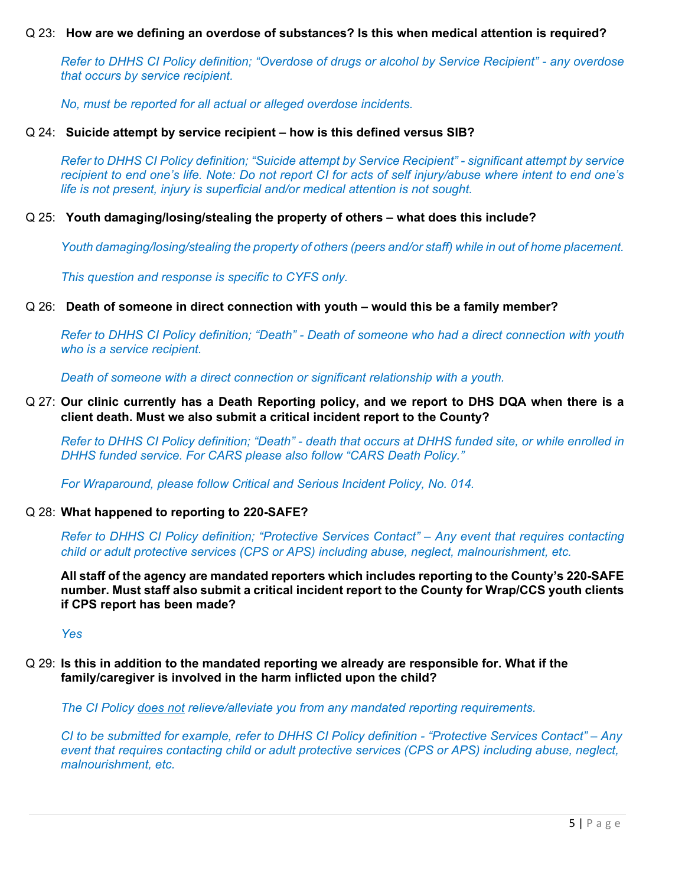Q 23: **How are we defining an overdose of substances? Is this when medical attention is required?**

*Refer to DHHS CI Policy definition; "Overdose of drugs or alcohol by Service Recipient" - any overdose that occurs by service recipient.*

*No, must be reported for all actual or alleged overdose incidents.*

Q 24: **Suicide attempt by service recipient – how is this defined versus SIB?**

*Refer to DHHS CI Policy definition; "Suicide attempt by Service Recipient" - significant attempt by service recipient to end one's life. Note: Do not report CI for acts of self injury/abuse where intent to end one's life is not present, injury is superficial and/or medical attention is not sought.*

Q 25: **Youth damaging/losing/stealing the property of others – what does this include?**

*Youth damaging/losing/stealing the property of others (peers and/or staff) while in out of home placement.*

*This question and response is specific to CYFS only.*

Q 26: **Death of someone in direct connection with youth – would this be a family member?**

*Refer to DHHS CI Policy definition; "Death" - Death of someone who had a direct connection with youth who is a service recipient.*

*Death of someone with a direct connection or significant relationship with a youth.*

Q 27: **Our clinic currently has a Death Reporting policy, and we report to DHS DQA when there is a client death. Must we also submit a critical incident report to the County?**

*Refer to DHHS CI Policy definition; "Death" - death that occurs at DHHS funded site, or while enrolled in DHHS funded service. For CARS please also follow "CARS Death Policy."*

*For Wraparound, please follow Critical and Serious Incident Policy, No. 014.*

Q 28: **What happened to reporting to 220-SAFE?**

*Refer to DHHS CI Policy definition; "Protective Services Contact" – Any event that requires contacting child or adult protective services (CPS or APS) including abuse, neglect, malnourishment, etc.*

**All staff of the agency are mandated reporters which includes reporting to the County's 220-SAFE number. Must staff also submit a critical incident report to the County for Wrap/CCS youth clients if CPS report has been made?**

*Yes*

Q 29: **Is this in addition to the mandated reporting we already are responsible for. What if the family/caregiver is involved in the harm inflicted upon the child?**

*The CI Policy <u>does not</u> relieve/alleviate you from any mandated reporting requirements.*

*CI to be submitted for example, refer to DHHS CI Policy definition - "Protective Services Contact" – Any event that requires contacting child or adult protective services (CPS or APS) including abuse, neglect, malnourishment, etc.*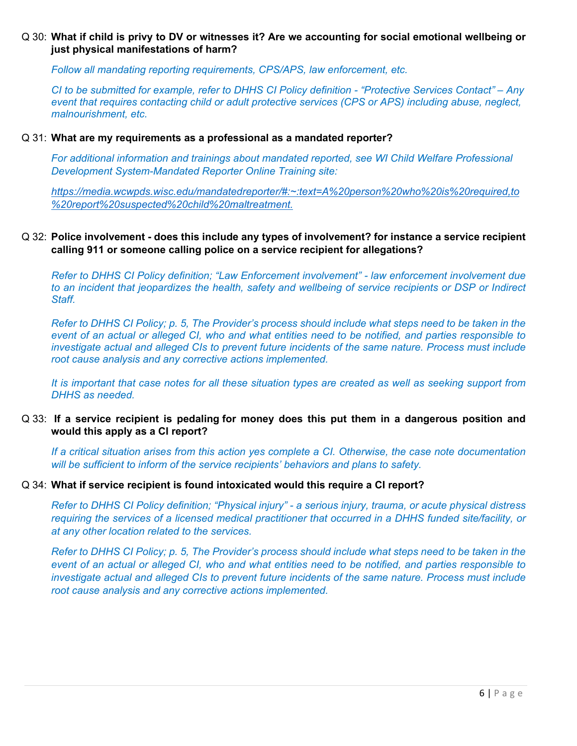Q 30: **What if child is privy to DV or witnesses it? Are we accounting for social emotional wellbeing or just physical manifestations of harm?**

*Follow all mandating reporting requirements, CPS/APS, law enforcement, etc.*

*CI to be submitted for example, refer to DHHS CI Policy definition - "Protective Services Contact" – Any event that requires contacting child or adult protective services (CPS or APS) including abuse, neglect, malnourishment, etc.*

Q 31: **What are my requirements as a professional as a mandated reporter?**

*For additional information and trainings about mandated reported, see WI Child Welfare Professional Development System-Mandated Reporter Online Training site:*

*https://media.wcwpds.wisc.edu/mandatedreporter/#:~:text=A%20person%20who%20is%20required,to%20report%20suspected%20child%20maltreatment.*

Q 32: **Police involvement - does this include any types of involvement? for instance a service recipient calling 911 or someone calling police on a service recipient for allegations?**

*Refer to DHHS CI Policy definition; "Law Enforcement involvement" - law enforcement involvement due to an incident that jeopardizes the health, safety and wellbeing of service recipients or DSP or Indirect Staff.*

*Refer to DHHS CI Policy; p. 5, The Provider's process should include what steps need to be taken in the event of an actual or alleged CI, who and what entities need to be notified, and parties responsible to investigate actual and alleged CIs to prevent future incidents of the same nature. Process must include root cause analysis and any corrective actions implemented.*

*It is important that case notes for all these situation types are created as well as seeking support from DHHS as needed.*

Q 33: **If a service recipient is pedaling for money does this put them in a dangerous position and would this apply as a CI report?**

*If a critical situation arises from this action yes complete a CI. Otherwise, the case note documentation will be sufficient to inform of the service recipients' behaviors and plans to safety.*

Q 34: **What if service recipient is found intoxicated would this require a CI report?**

*Refer to DHHS CI Policy definition; "Physical injury" - a serious injury, trauma, or acute physical distress requiring the services of a licensed medical practitioner that occurred in a DHHS funded site/facility, or at any other location related to the services.*

*Refer to DHHS CI Policy; p. 5, The Provider's process should include what steps need to be taken in the event of an actual or alleged CI, who and what entities need to be notified, and parties responsible to investigate actual and alleged CIs to prevent future incidents of the same nature. Process must include root cause analysis and any corrective actions implemented.*